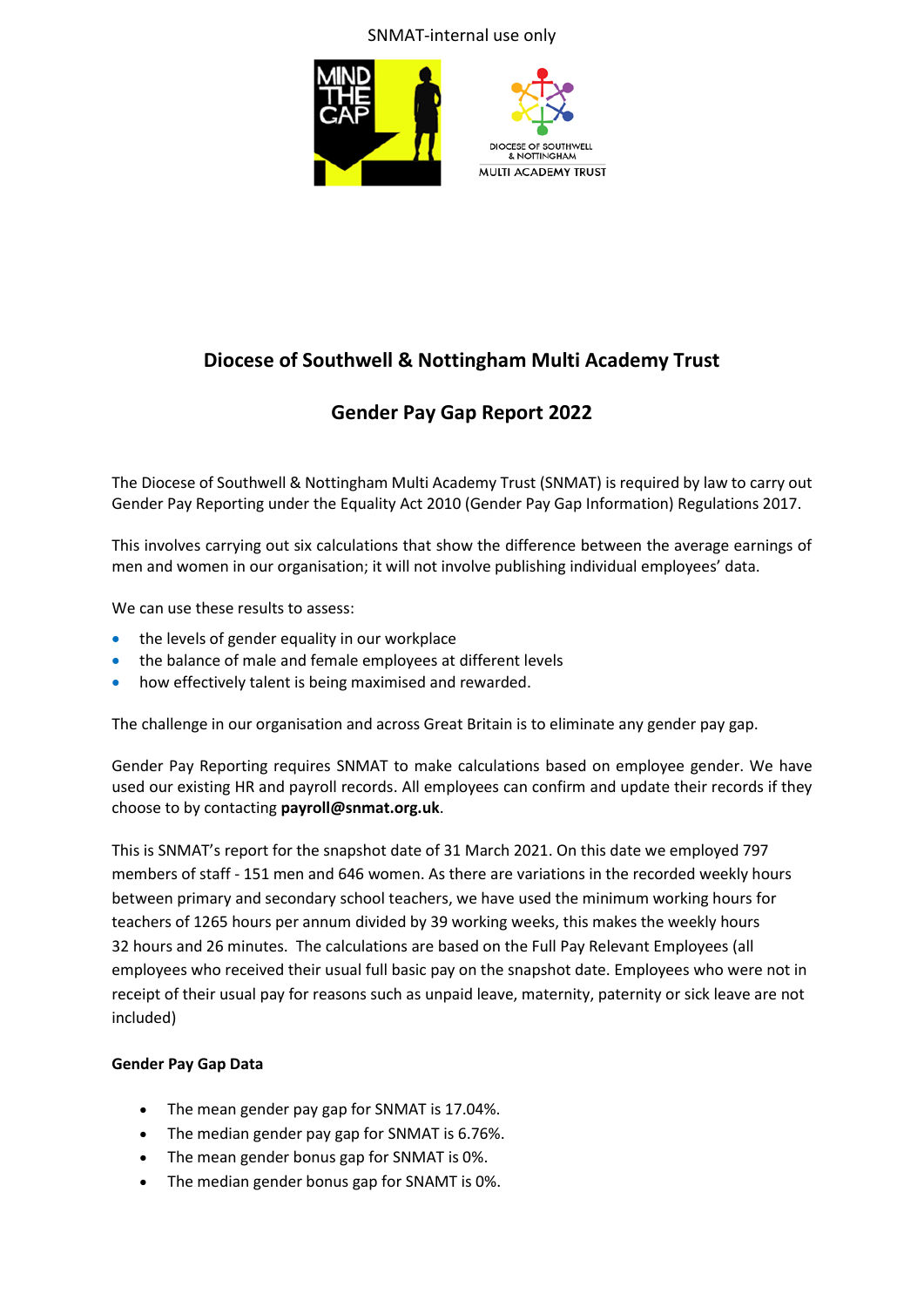SNMAT-internal use only

# Diocese of Southwell & Nottingham Multi Academy Trust

## Gender Pay Gap Report 2022

The Diocese of Southwell & Nottingham Multi Academy Trust (SNMAT) is required by law to carry out Gender Pay Reporting under the Equality Act 2010 (Gender Pay Gap Information) Regulations 2017.

This involves carrying out six calculations that show the difference between the average earnings of men and women in our organisation; it will not involve publishing individual employees' data.

We can use these results to assess:

- the levels of gender equality in our workplace
- the balance of male and female employees at different levels
- how effectively talent is being maximised and rewarded.

The challenge in our organisation and across Great Britain is to eliminate any gender pay gap.

Gender Pay Reporting requires SNMAT to make calculations based on employee gender. We have used our existing HR and payroll records. All employees can confirm and update their records if they choose to by contacting **payroll@snmat.org.uk**.

This is SNMAT's report for the snapshot date of 31 March 2021. On this date we employed 797 members of staff - 151 men and 646 women. As there are variations in the recorded weekly hours between primary and secondary school teachers, we have used the minimum working hours for teachers of 1265 hours per annum divided by 39 working weeks, this makes the weekly hours 32 hours and 26 minutes. The calculations are based on the Full Pay Relevant Employees (all employees who received their usual full basic pay on the snapshot date. Employees who were not in receipt of their usual pay for reasons such as unpaid leave, maternity, paternity or sick leave are not included)

**Gender Pay Gap Data**

- The mean gender pay gap for SNMAT is 17.04%.
- The median gender pay gap for SNMAT is 6.76%.
- The mean gender bonus gap for SNMAT is 0%.
- The median gender bonus gap for SNAMT is 0%.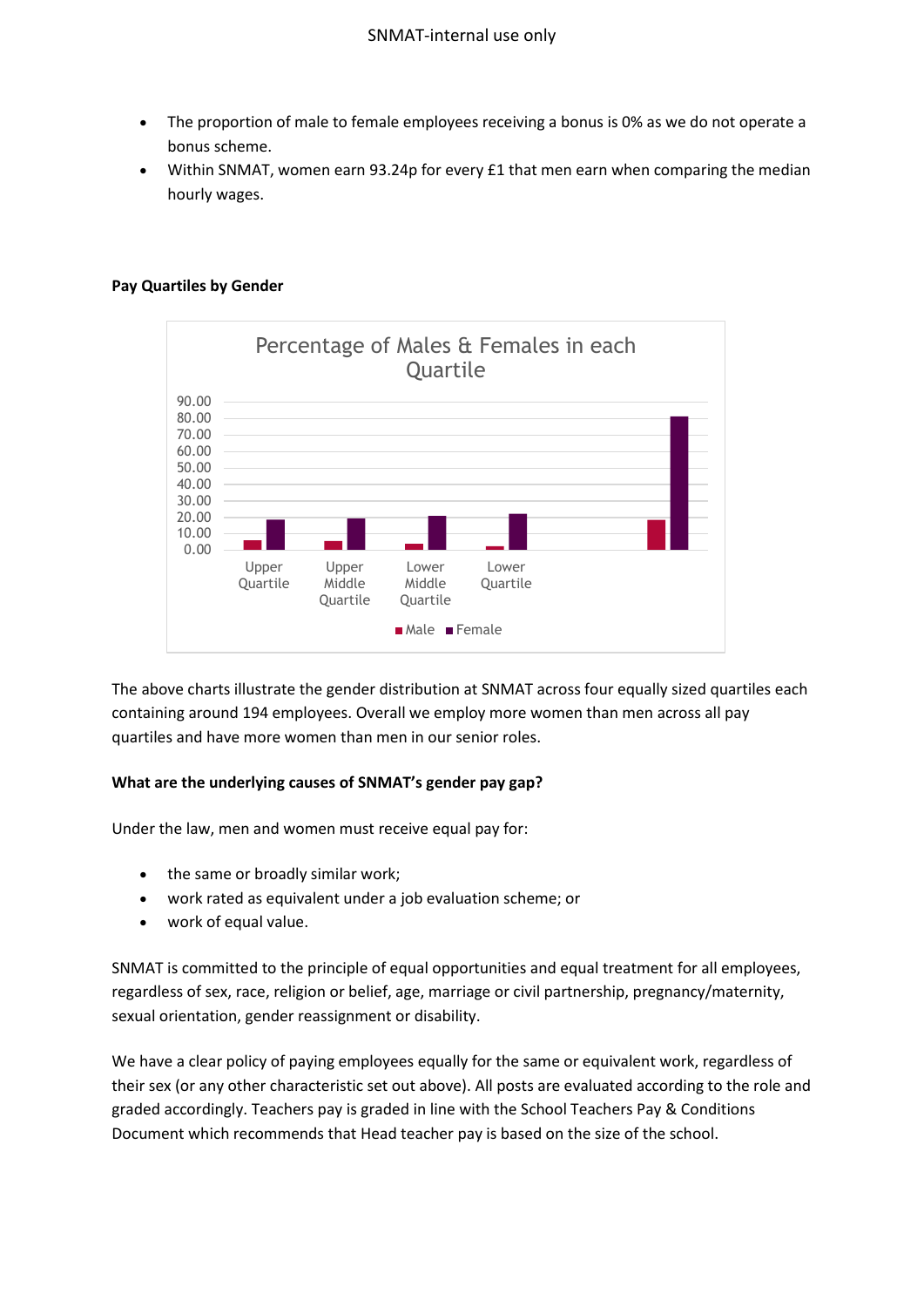- The proportion of male to female employees receiving a bonus is 0% as we do not operate a bonus scheme.
- Within SNMAT, women earn 93.24p for every £1 that men earn when comparing the median hourly wages.

**Pay Quartiles by Gender**

Percentage of Males & Females in each Quartile

The above charts illustrate the gender distribution at SNMAT across four equally sized quartiles each containing around 194 employees. Overall we employ more women than men across all pay quartiles and have more women than men in our senior roles.

**What are the underlying causes of SNMAT's gender pay gap?**

Under the law, men and women must receive equal pay for:

- the same or broadly similar work;
- work rated as equivalent under a job evaluation scheme; or
- work of equal value.

SNMAT is committed to the principle of equal opportunities and equal treatment for all employees, regardless of sex, race, religion or belief, age, marriage or civil partnership, pregnancy/maternity, sexual orientation, gender reassignment or disability.

We have a clear policy of paying employees equally for the same or equivalent work, regardless of their sex (or any other characteristic set out above). All posts are evaluated according to the role and graded accordingly. Teachers pay is graded in line with the School Teachers Pay & Conditions Document which recommends that Head teacher pay is based on the size of the school.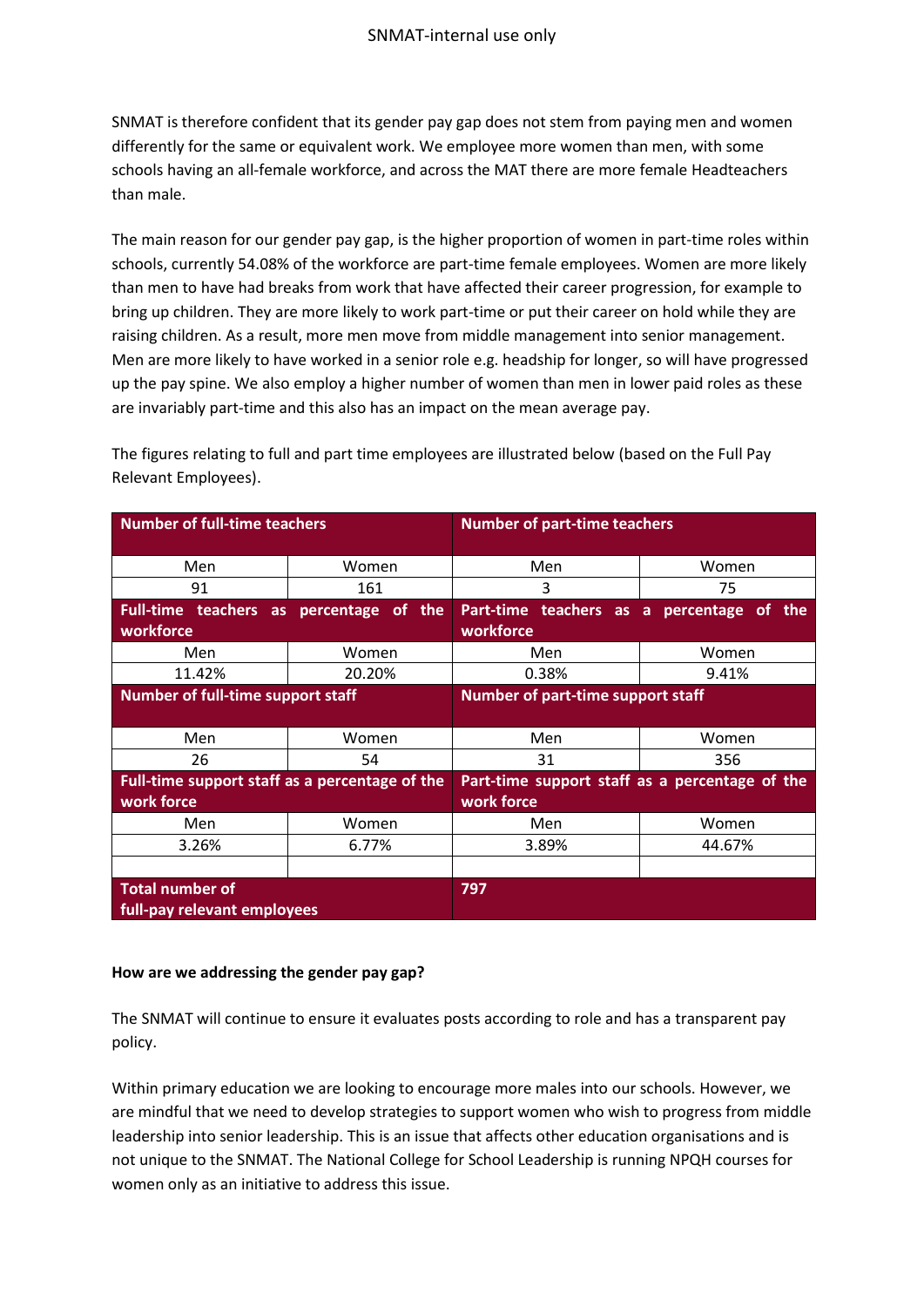SNMAT is therefore confident that its gender pay gap does not stem from paying men and women differently for the same or equivalent work. We employee more women than men, with some schools having an all-female workforce, and across the MAT there are more female Headteachers than male.

The main reason for our gender pay gap, is the higher proportion of women in part-time roles within schools, currently 54.08% of the workforce are part-time female employees. Women are more likely than men to have had breaks from work that have affected their career progression, for example to bring up children. They are more likely to work part-time or put their career on hold while they are raising children. As a result, more men move from middle management into senior management. Men are more likely to have worked in a senior role e.g. headship for longer, so will have progressed up the pay spine. We also employ a higher number of women than men in lower paid roles as these are invariably part-time and this also has an impact on the mean average pay.

The figures relating to full and part time employees are illustrated below (based on the Full Pay Relevant Employees).

| **Number of full-time teachers** | | **Number of part-time teachers** | |
|---|---|---|---|
| Men | Women | Men | Women |
| 91 | 161 | 3 | 75 |
| **Full-time teachers as percentage of the workforce** | | **Part-time teachers as a percentage of the workforce** | |
| Men | Women | Men | Women |
| 11.42% | 20.20% | 0.38% | 9.41% |
| **Number of full-time support staff** | | **Number of part-time support staff** | |
| Men | Women | Men | Women |
| 26 | 54 | 31 | 356 |
| **Full-time support staff as a percentage of the work force** | | **Part-time support staff as a percentage of the work force** | |
| Men | Women | Men | Women |
| 3.26% | 6.77% | 3.89% | 44.67% |
| | | | |
| **Total number of full-pay relevant employees** | | **797** | |

**How are we addressing the gender pay gap?**

The SNMAT will continue to ensure it evaluates posts according to role and has a transparent pay policy.

Within primary education we are looking to encourage more males into our schools. However, we are mindful that we need to develop strategies to support women who wish to progress from middle leadership into senior leadership. This is an issue that affects other education organisations and is not unique to the SNMAT. The National College for School Leadership is running NPQH courses for women only as an initiative to address this issue.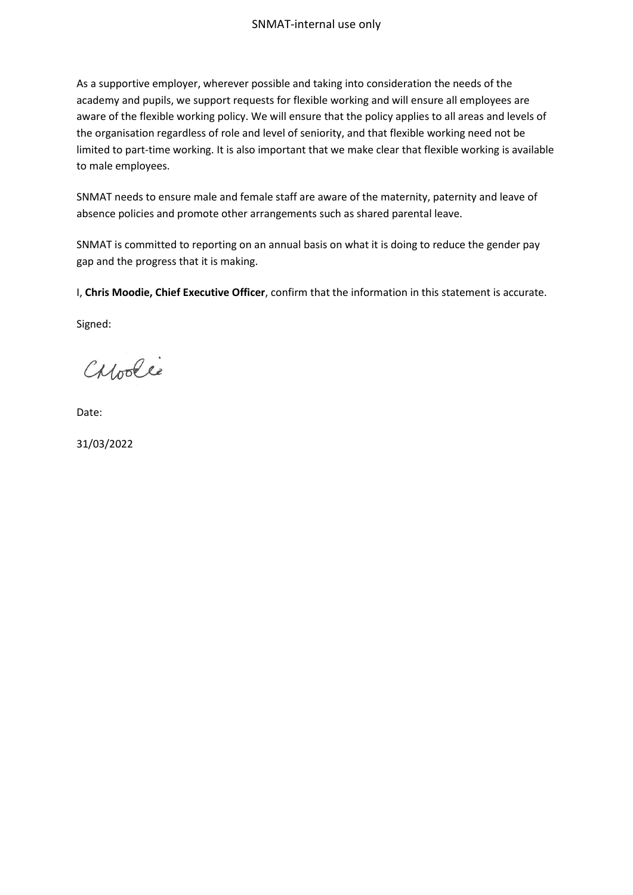As a supportive employer, wherever possible and taking into consideration the needs of the academy and pupils, we support requests for flexible working and will ensure all employees are aware of the flexible working policy. We will ensure that the policy applies to all areas and levels of the organisation regardless of role and level of seniority, and that flexible working need not be limited to part-time working. It is also important that we make clear that flexible working is available to male employees.

SNMAT needs to ensure male and female staff are aware of the maternity, paternity and leave of absence policies and promote other arrangements such as shared parental leave.

SNMAT is committed to reporting on an annual basis on what it is doing to reduce the gender pay gap and the progress that it is making.

I, **Chris Moodie, Chief Executive Officer**, confirm that the information in this statement is accurate.

Signed:

Date:

31/03/2022